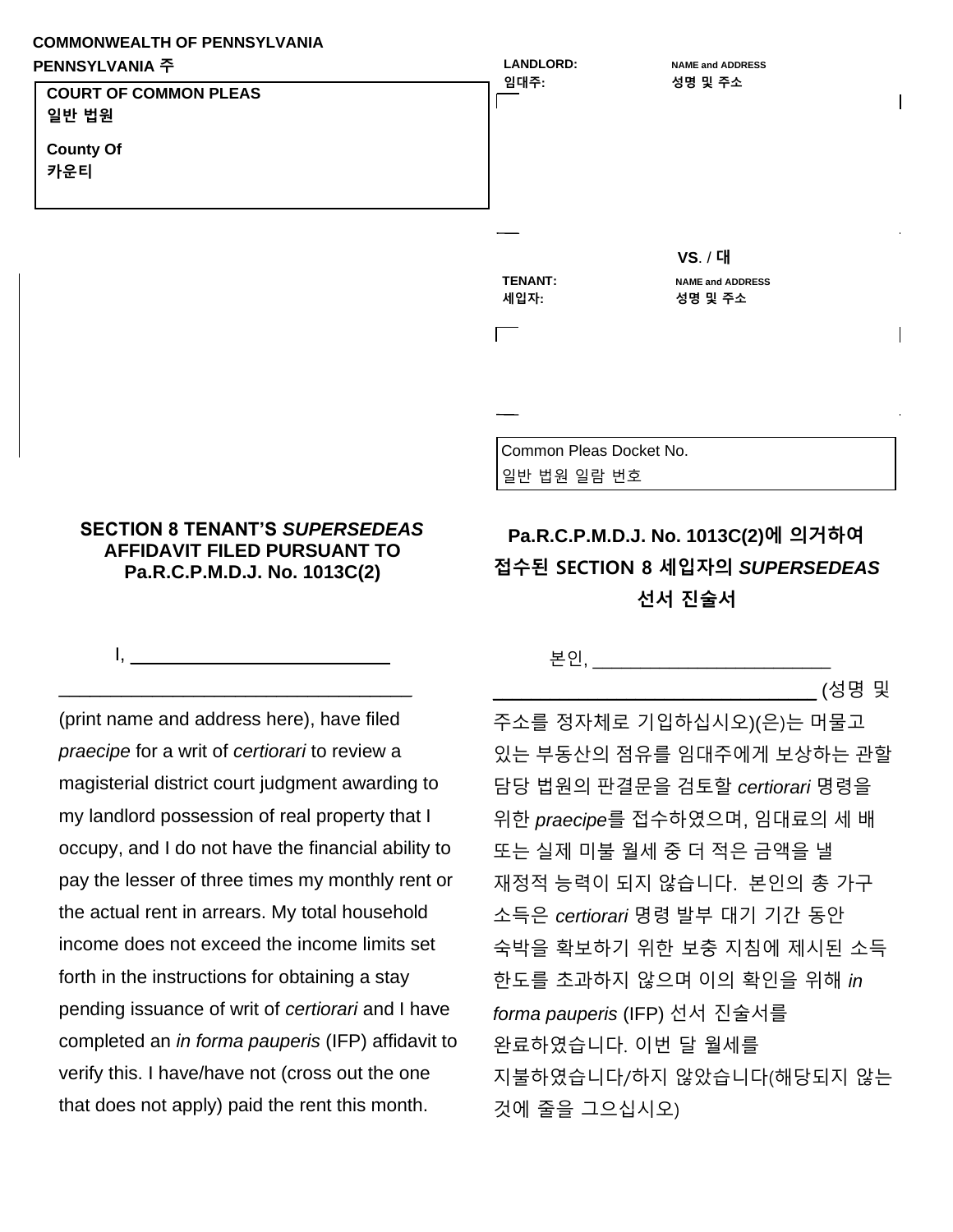**COMMONWEALTH OF PENNSYLVANIA**
**PENNSYLVANIA 주**

**COURT OF COMMON PLEAS**
**일반 법원**

**County Of**
**카운티**

**LANDLORD:** **NAME and ADDRESS**
**임대주:** **성명 및 주소**

**VS. / 대**

**TENANT:** **NAME and ADDRESS**
**세입자:** **성명 및 주소**

Common Pleas Docket No.
일반 법원 일람 번호

## SECTION 8 TENANT'S *SUPERSEDEAS* AFFIDAVIT FILED PURSUANT TO Pa.R.C.P.M.D.J. No. 1013C(2)

I, ___________________________ ____________________________________ (print name and address here), have filed *praecipe* for a writ of *certiorari* to review a magisterial district court judgment awarding to my landlord possession of real property that I occupy, and I do not have the financial ability to pay the lesser of three times my monthly rent or the actual rent in arrears. My total household income does not exceed the income limits set forth in the instructions for obtaining a stay pending issuance of writ of *certiorari* and I have completed an *in forma pauperis* (IFP) affidavit to verify this. I have/have not (cross out the one that does not apply) paid the rent this month.

## Pa.R.C.P.M.D.J. No. 1013C(2)에 의거하여 접수된 SECTION 8 세입자의 *SUPERSEDEAS* 선서 진술서

본인, ________________________ ________________________________ (성명 및 주소를 정자체로 기입하십시오)(은)는 머물고 있는 부동산의 점유를 임대주에게 보상하는 관할 담당 법원의 판결문을 검토할 *certiorari* 명령을 위한 *praecipe*를 접수하였으며, 임대료의 세 배 또는 실제 미불 월세 중 더 적은 금액을 낼 재정적 능력이 되지 않습니다. 본인의 총 가구 소득은 *certiorari* 명령 발부 대기 기간 동안 숙박을 확보하기 위한 보충 지침에 제시된 소득 한도를 초과하지 않으며 이의 확인을 위해 *in forma pauperis* (IFP) 선서 진술서를 완료하였습니다. 이번 달 월세를 지불하였습니다/하지 않았습니다(해당되지 않는 것에 줄을 그으십시오)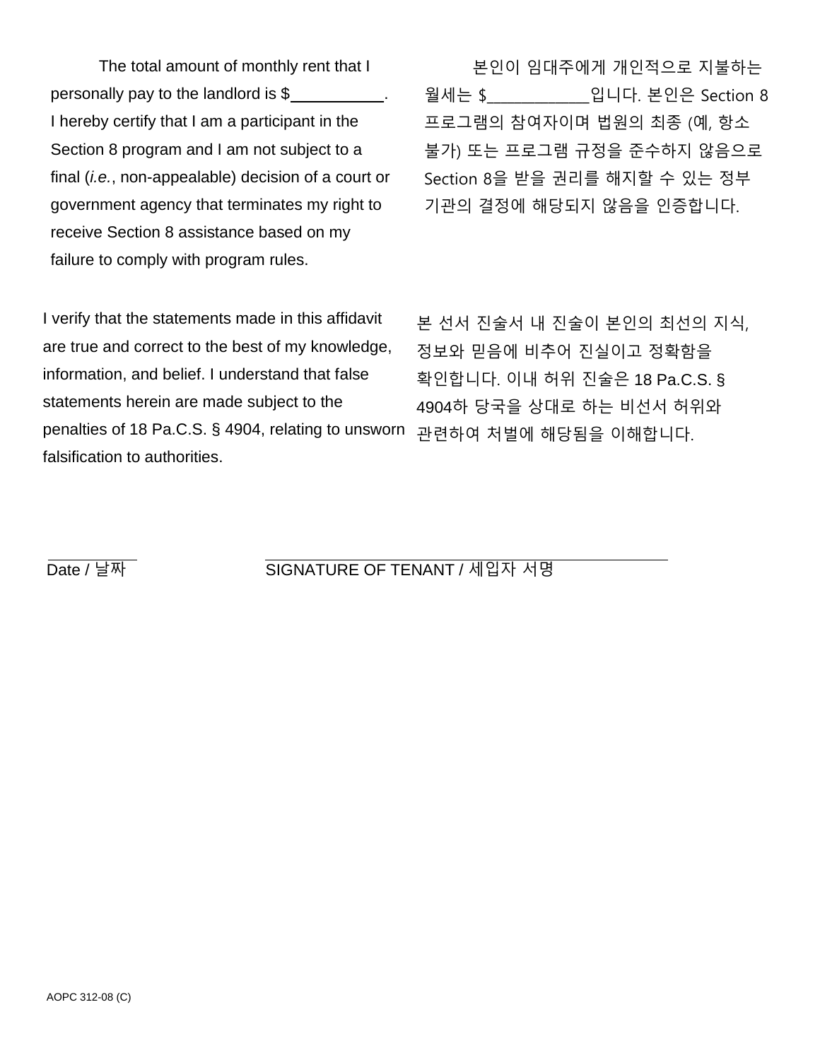The total amount of monthly rent that I personally pay to the landlord is $__________. I hereby certify that I am a participant in the Section 8 program and I am not subject to a final (*i.e.*, non-appealable) decision of a court or government agency that terminates my right to receive Section 8 assistance based on my failure to comply with program rules.

본인이 임대주에게 개인적으로 지불하는 월세는 $____________입니다. 본인은 Section 8 프로그램의 참여자이며 법원의 최종 (예, 항소 불가) 또는 프로그램 규정을 준수하지 않음으로 Section 8을 받을 권리를 해지할 수 있는 정부 기관의 결정에 해당되지 않음을 인증합니다.

I verify that the statements made in this affidavit are true and correct to the best of my knowledge, information, and belief. I understand that false statements herein are made subject to the penalties of 18 Pa.C.S. § 4904, relating to unsworn falsification to authorities.

본 선서 진술서 내 진술이 본인의 최선의 지식, 정보와 믿음에 비추어 진실이고 정확함을 확인합니다. 이내 허위 진술은 18 Pa.C.S. § 4904하 당국을 상대로 하는 비선서 허위와 관련하여 처벌에 해당됨을 이해합니다.

__________ Date / 날짜

__________________________________ SIGNATURE OF TENANT / 세입자 서명

AOPC 312-08 (C)